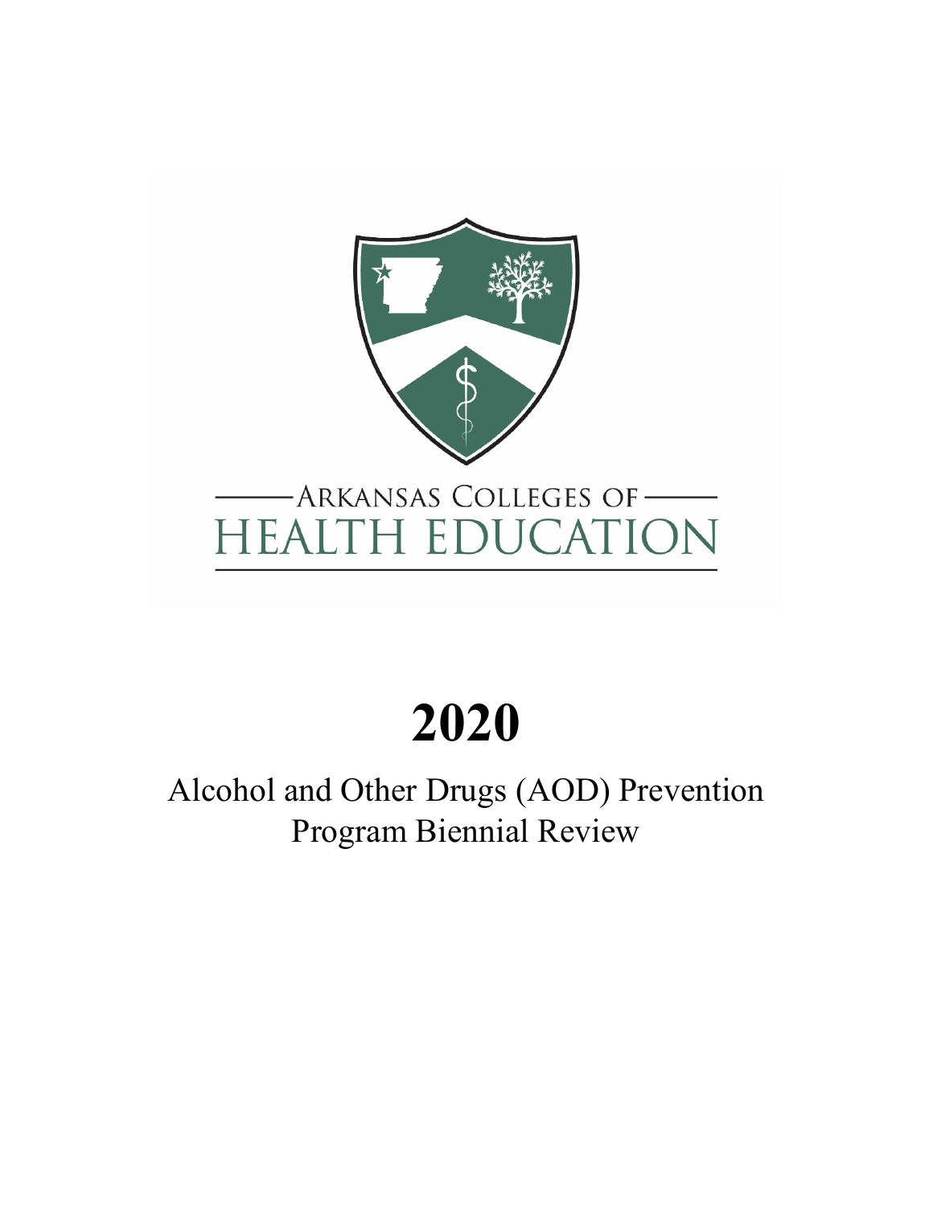ARKANSAS COLLEGES OF

HEALTH EDUCATION

# 2020

## Alcohol and Other Drugs (AOD) Prevention Program Biennial Review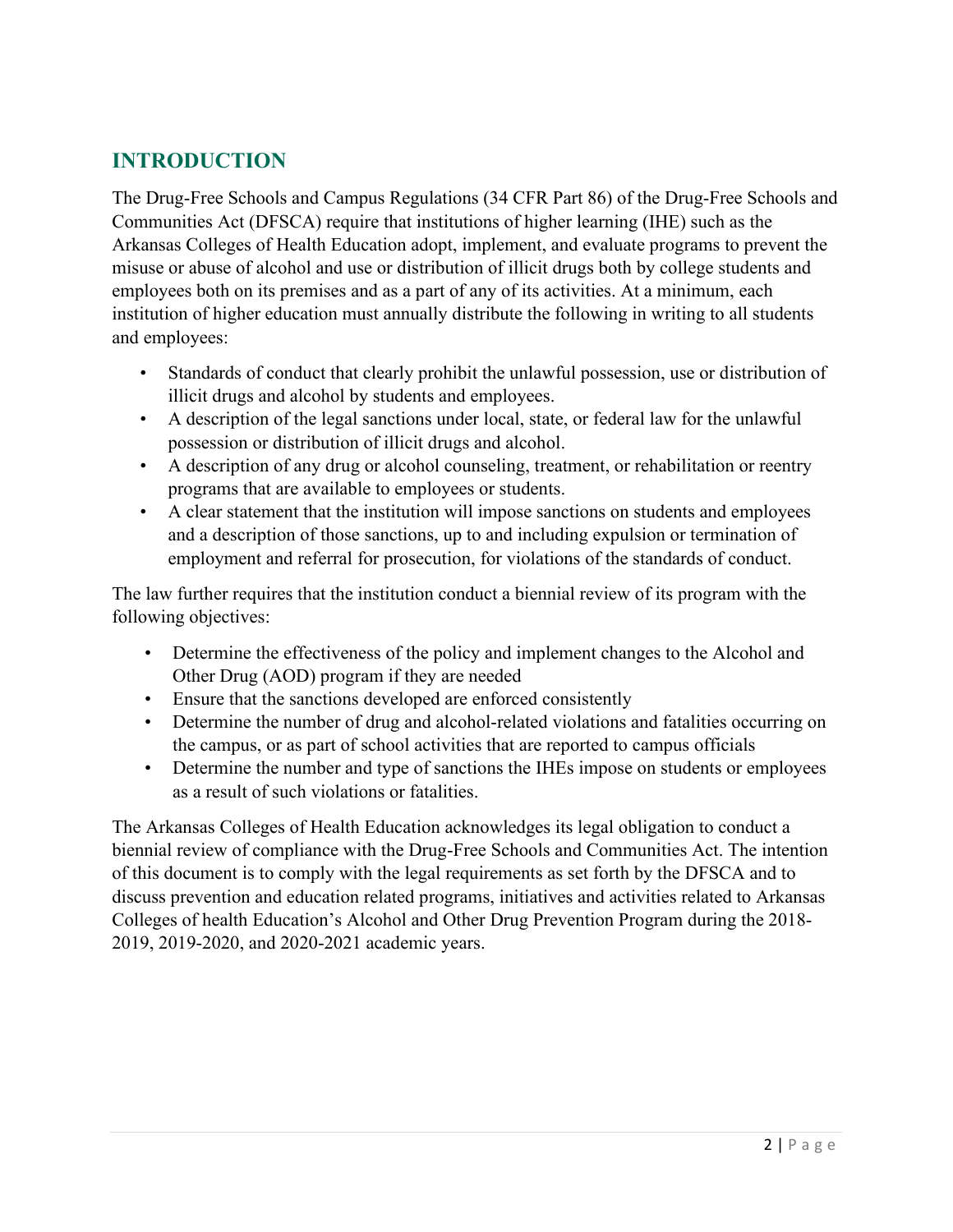## INTRODUCTION

The Drug-Free Schools and Campus Regulations (34 CFR Part 86) of the Drug-Free Schools and Communities Act (DFSCA) require that institutions of higher learning (IHE) such as the Arkansas Colleges of Health Education adopt, implement, and evaluate programs to prevent the misuse or abuse of alcohol and use or distribution of illicit drugs both by college students and employees both on its premises and as a part of any of its activities. At a minimum, each institution of higher education must annually distribute the following in writing to all students and employees:

- Standards of conduct that clearly prohibit the unlawful possession, use or distribution of illicit drugs and alcohol by students and employees.
- A description of the legal sanctions under local, state, or federal law for the unlawful possession or distribution of illicit drugs and alcohol.
- A description of any drug or alcohol counseling, treatment, or rehabilitation or reentry programs that are available to employees or students.
- A clear statement that the institution will impose sanctions on students and employees and a description of those sanctions, up to and including expulsion or termination of employment and referral for prosecution, for violations of the standards of conduct.

The law further requires that the institution conduct a biennial review of its program with the following objectives:

- Determine the effectiveness of the policy and implement changes to the Alcohol and Other Drug (AOD) program if they are needed
- Ensure that the sanctions developed are enforced consistently
- Determine the number of drug and alcohol-related violations and fatalities occurring on the campus, or as part of school activities that are reported to campus officials
- Determine the number and type of sanctions the IHEs impose on students or employees as a result of such violations or fatalities.

The Arkansas Colleges of Health Education acknowledges its legal obligation to conduct a biennial review of compliance with the Drug-Free Schools and Communities Act. The intention of this document is to comply with the legal requirements as set forth by the DFSCA and to discuss prevention and education related programs, initiatives and activities related to Arkansas Colleges of health Education's Alcohol and Other Drug Prevention Program during the 2018-2019, 2019-2020, and 2020-2021 academic years.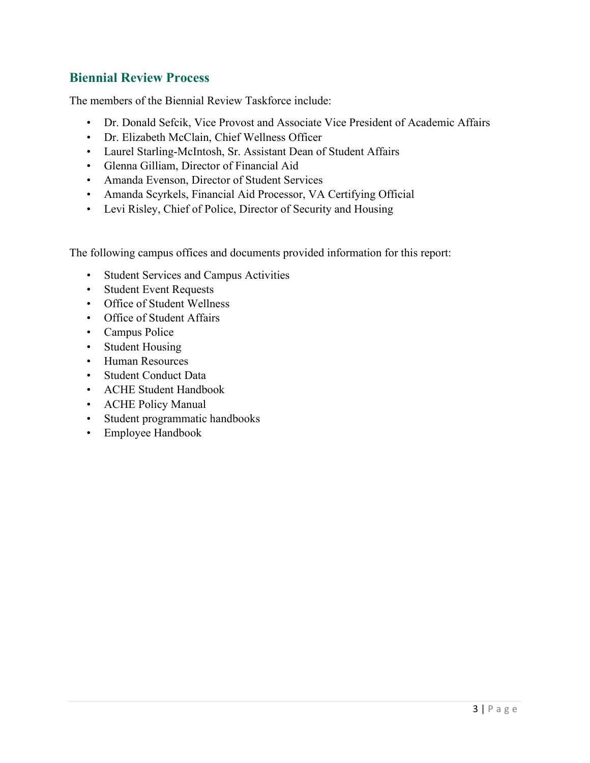## Biennial Review Process

The members of the Biennial Review Taskforce include:

- Dr. Donald Sefcik, Vice Provost and Associate Vice President of Academic Affairs
- Dr. Elizabeth McClain, Chief Wellness Officer
- Laurel Starling-McIntosh, Sr. Assistant Dean of Student Affairs
- Glenna Gilliam, Director of Financial Aid
- Amanda Evenson, Director of Student Services
- Amanda Scyrkels, Financial Aid Processor, VA Certifying Official
- Levi Risley, Chief of Police, Director of Security and Housing

The following campus offices and documents provided information for this report:

- Student Services and Campus Activities
- Student Event Requests
- Office of Student Wellness
- Office of Student Affairs
- Campus Police
- Student Housing
- Human Resources
- Student Conduct Data
- ACHE Student Handbook
- ACHE Policy Manual
- Student programmatic handbooks
- Employee Handbook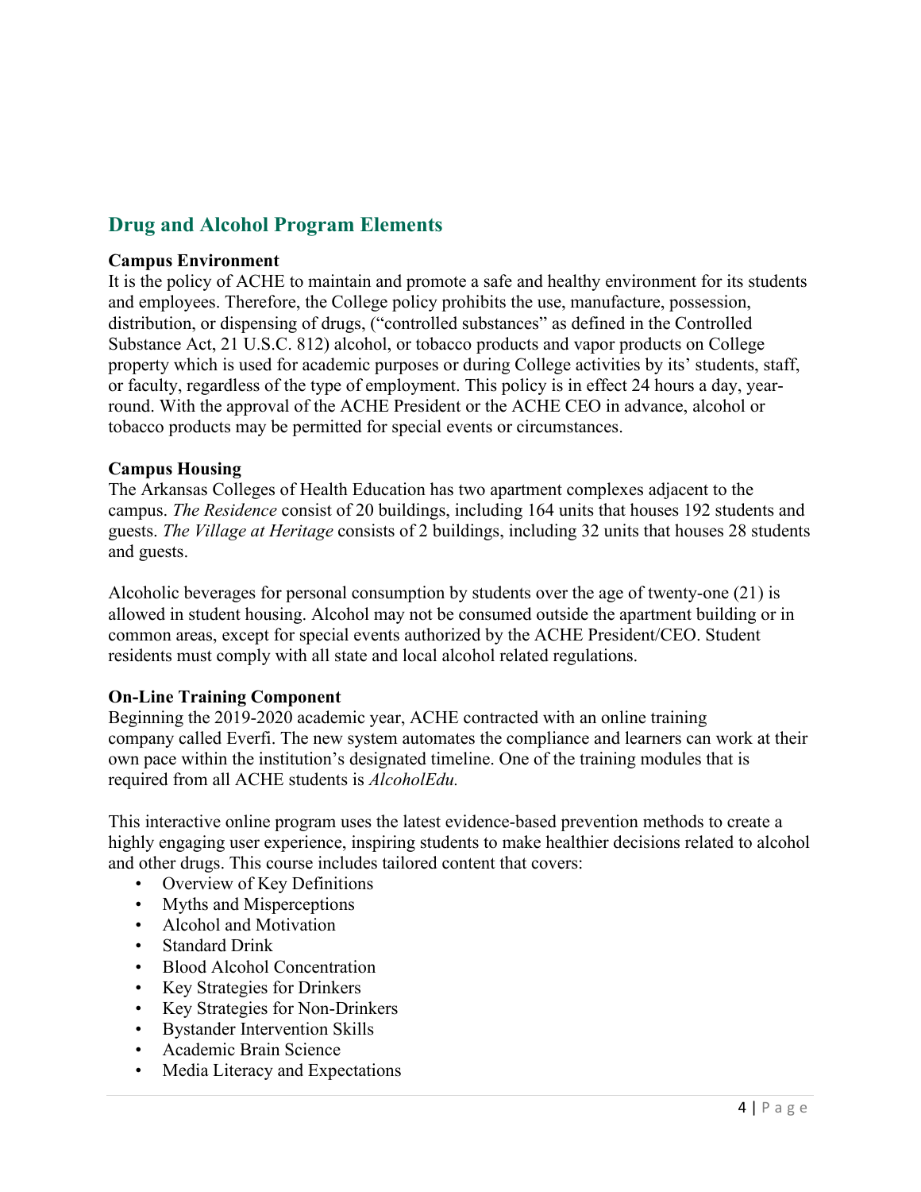## Drug and Alcohol Program Elements

**Campus Environment**

It is the policy of ACHE to maintain and promote a safe and healthy environment for its students and employees. Therefore, the College policy prohibits the use, manufacture, possession, distribution, or dispensing of drugs, ("controlled substances" as defined in the Controlled Substance Act, 21 U.S.C. 812) alcohol, or tobacco products and vapor products on College property which is used for academic purposes or during College activities by its' students, staff, or faculty, regardless of the type of employment. This policy is in effect 24 hours a day, year-round. With the approval of the ACHE President or the ACHE CEO in advance, alcohol or tobacco products may be permitted for special events or circumstances.

**Campus Housing**

The Arkansas Colleges of Health Education has two apartment complexes adjacent to the campus. *The Residence* consist of 20 buildings, including 164 units that houses 192 students and guests. *The Village at Heritage* consists of 2 buildings, including 32 units that houses 28 students and guests.

Alcoholic beverages for personal consumption by students over the age of twenty-one (21) is allowed in student housing. Alcohol may not be consumed outside the apartment building or in common areas, except for special events authorized by the ACHE President/CEO. Student residents must comply with all state and local alcohol related regulations.

**On-Line Training Component**

Beginning the 2019-2020 academic year, ACHE contracted with an online training company called Everfi. The new system automates the compliance and learners can work at their own pace within the institution's designated timeline. One of the training modules that is required from all ACHE students is *AlcoholEdu.*

This interactive online program uses the latest evidence-based prevention methods to create a highly engaging user experience, inspiring students to make healthier decisions related to alcohol and other drugs. This course includes tailored content that covers:

- Overview of Key Definitions
- Myths and Misperceptions
- Alcohol and Motivation
- Standard Drink
- Blood Alcohol Concentration
- Key Strategies for Drinkers
- Key Strategies for Non-Drinkers
- Bystander Intervention Skills
- Academic Brain Science
- Media Literacy and Expectations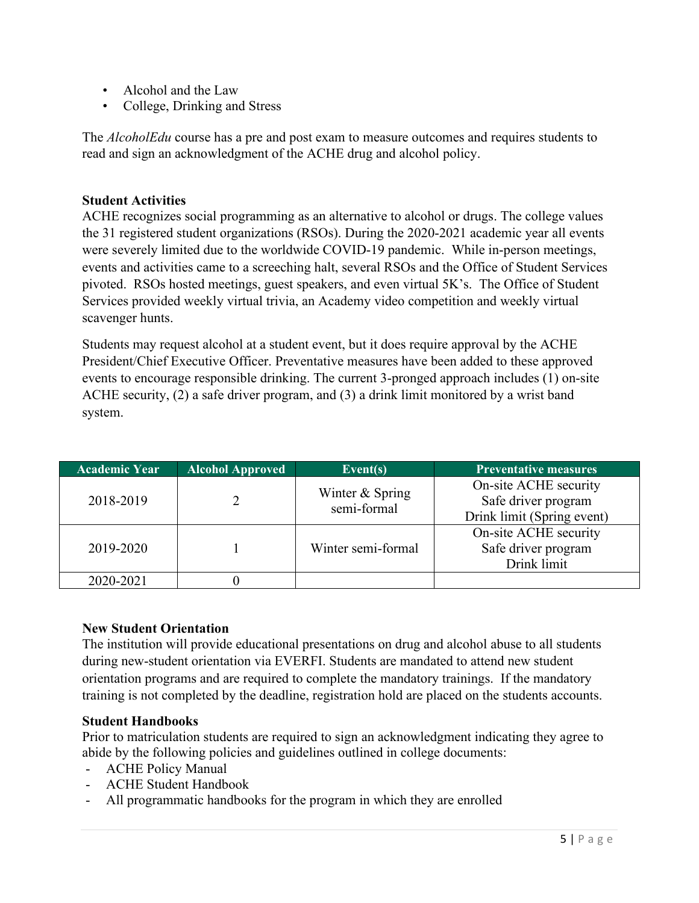- Alcohol and the Law
- College, Drinking and Stress

The *AlcoholEdu* course has a pre and post exam to measure outcomes and requires students to read and sign an acknowledgment of the ACHE drug and alcohol policy.

**Student Activities**

ACHE recognizes social programming as an alternative to alcohol or drugs. The college values the 31 registered student organizations (RSOs). During the 2020-2021 academic year all events were severely limited due to the worldwide COVID-19 pandemic. While in-person meetings, events and activities came to a screeching halt, several RSOs and the Office of Student Services pivoted. RSOs hosted meetings, guest speakers, and even virtual 5K's. The Office of Student Services provided weekly virtual trivia, an Academy video competition and weekly virtual scavenger hunts.

Students may request alcohol at a student event, but it does require approval by the ACHE President/Chief Executive Officer. Preventative measures have been added to these approved events to encourage responsible drinking. The current 3-pronged approach includes (1) on-site ACHE security, (2) a safe driver program, and (3) a drink limit monitored by a wrist band system.

| Academic Year | Alcohol Approved | Event(s) | Preventative measures |
|---|---|---|---|
| 2018-2019 | 2 | Winter & Spring semi-formal | On-site ACHE security<br>Safe driver program<br>Drink limit (Spring event) |
| 2019-2020 | 1 | Winter semi-formal | On-site ACHE security<br>Safe driver program<br>Drink limit |
| 2020-2021 | 0 | | |

**New Student Orientation**

The institution will provide educational presentations on drug and alcohol abuse to all students during new-student orientation via EVERFI. Students are mandated to attend new student orientation programs and are required to complete the mandatory trainings. If the mandatory training is not completed by the deadline, registration hold are placed on the students accounts.

**Student Handbooks**

Prior to matriculation students are required to sign an acknowledgment indicating they agree to abide by the following policies and guidelines outlined in college documents:

- ACHE Policy Manual
- ACHE Student Handbook
- All programmatic handbooks for the program in which they are enrolled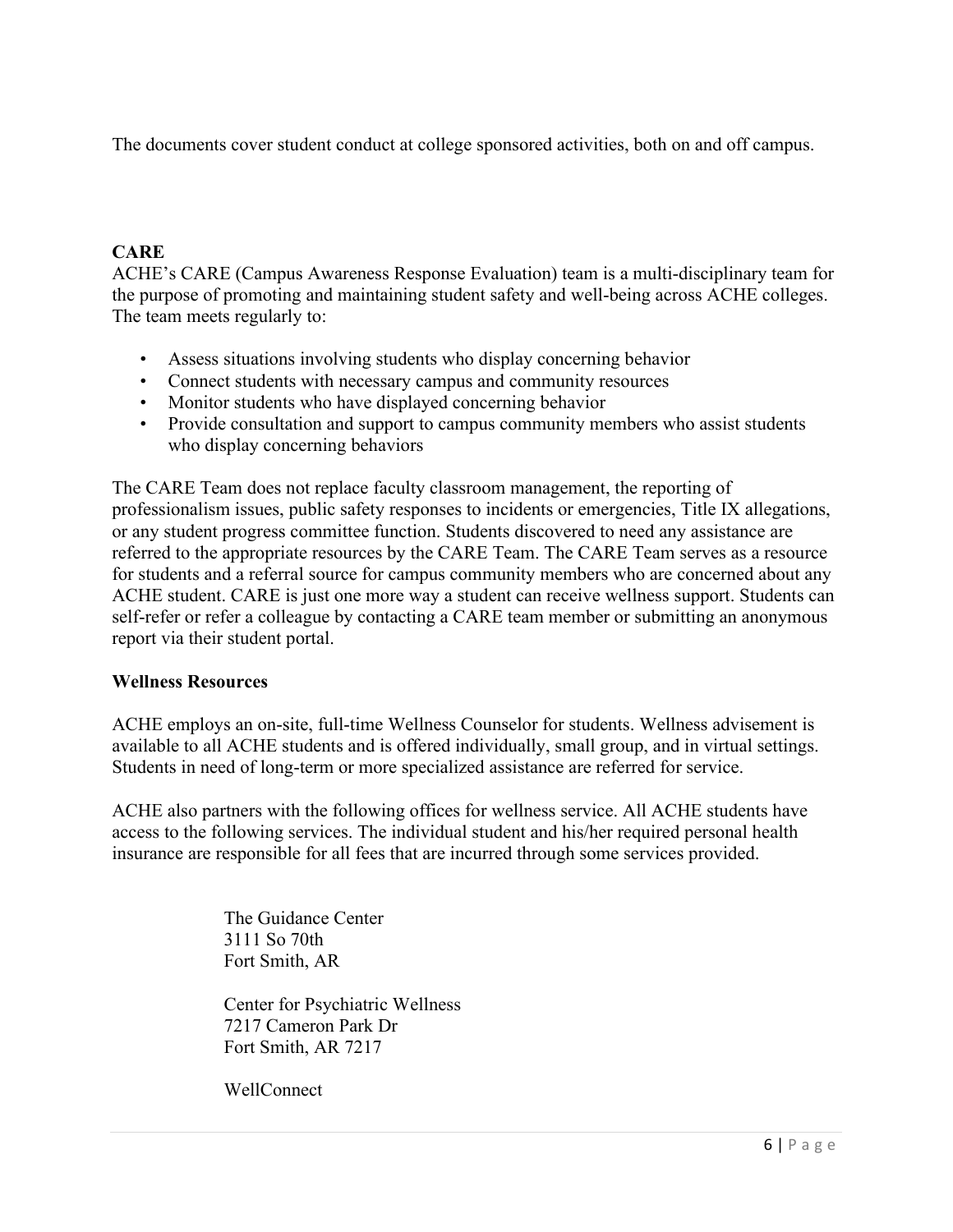The documents cover student conduct at college sponsored activities, both on and off campus.

**CARE**

ACHE's CARE (Campus Awareness Response Evaluation) team is a multi-disciplinary team for the purpose of promoting and maintaining student safety and well-being across ACHE colleges. The team meets regularly to:

- Assess situations involving students who display concerning behavior
- Connect students with necessary campus and community resources
- Monitor students who have displayed concerning behavior
- Provide consultation and support to campus community members who assist students who display concerning behaviors

The CARE Team does not replace faculty classroom management, the reporting of professionalism issues, public safety responses to incidents or emergencies, Title IX allegations, or any student progress committee function. Students discovered to need any assistance are referred to the appropriate resources by the CARE Team. The CARE Team serves as a resource for students and a referral source for campus community members who are concerned about any ACHE student. CARE is just one more way a student can receive wellness support. Students can self-refer or refer a colleague by contacting a CARE team member or submitting an anonymous report via their student portal.

**Wellness Resources**

ACHE employs an on-site, full-time Wellness Counselor for students. Wellness advisement is available to all ACHE students and is offered individually, small group, and in virtual settings. Students in need of long-term or more specialized assistance are referred for service.

ACHE also partners with the following offices for wellness service. All ACHE students have access to the following services. The individual student and his/her required personal health insurance are responsible for all fees that are incurred through some services provided.

The Guidance Center
3111 So 70th
Fort Smith, AR

Center for Psychiatric Wellness
7217 Cameron Park Dr
Fort Smith, AR 7217

WellConnect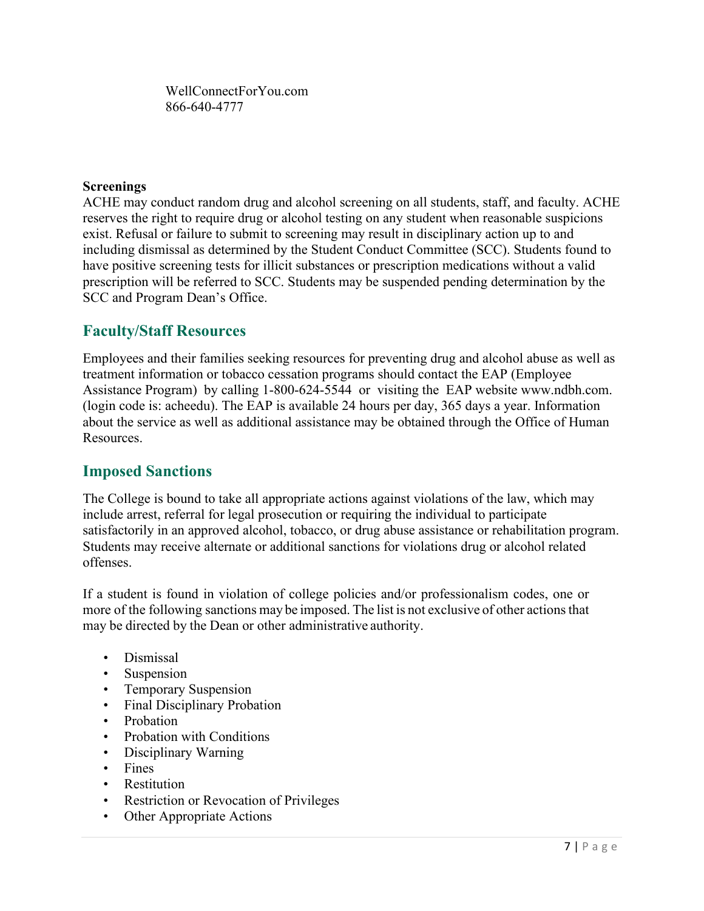WellConnectForYou.com
866-640-4777

**Screenings**

ACHE may conduct random drug and alcohol screening on all students, staff, and faculty. ACHE reserves the right to require drug or alcohol testing on any student when reasonable suspicions exist. Refusal or failure to submit to screening may result in disciplinary action up to and including dismissal as determined by the Student Conduct Committee (SCC). Students found to have positive screening tests for illicit substances or prescription medications without a valid prescription will be referred to SCC. Students may be suspended pending determination by the SCC and Program Dean's Office.

## Faculty/Staff Resources

Employees and their families seeking resources for preventing drug and alcohol abuse as well as treatment information or tobacco cessation programs should contact the EAP (Employee Assistance Program) by calling 1-800-624-5544 or visiting the EAP website www.ndbh.com. (login code is: acheedu). The EAP is available 24 hours per day, 365 days a year. Information about the service as well as additional assistance may be obtained through the Office of Human Resources.

## Imposed Sanctions

The College is bound to take all appropriate actions against violations of the law, which may include arrest, referral for legal prosecution or requiring the individual to participate satisfactorily in an approved alcohol, tobacco, or drug abuse assistance or rehabilitation program. Students may receive alternate or additional sanctions for violations drug or alcohol related offenses.

If a student is found in violation of college policies and/or professionalism codes, one or more of the following sanctions may be imposed. The list is not exclusive of other actions that may be directed by the Dean or other administrative authority.

- Dismissal
- Suspension
- Temporary Suspension
- Final Disciplinary Probation
- Probation
- Probation with Conditions
- Disciplinary Warning
- Fines
- Restitution
- Restriction or Revocation of Privileges
- Other Appropriate Actions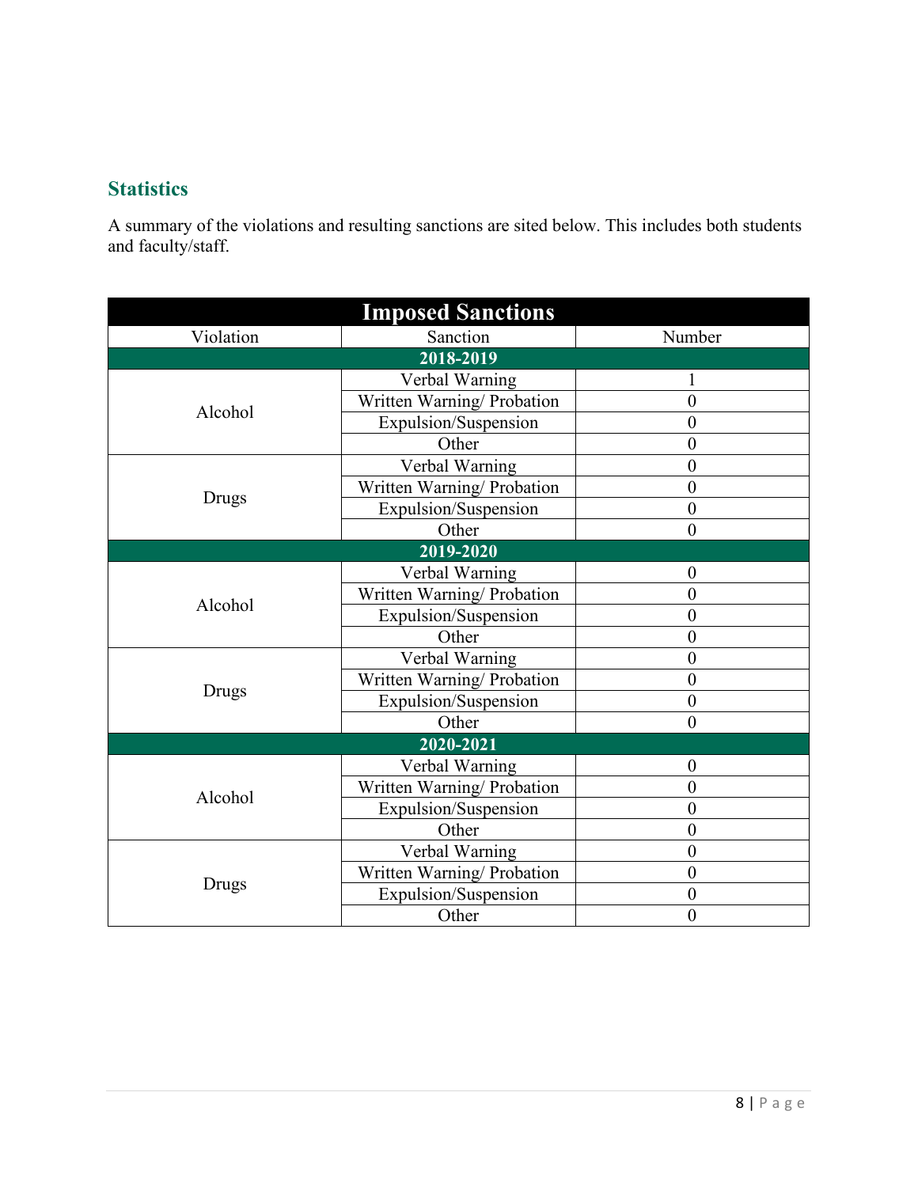## Statistics

A summary of the violations and resulting sanctions are sited below. This includes both students and faculty/staff.

| Imposed Sanctions | | |
|---|---|---|
| Violation | Sanction | Number |
| **2018-2019** | | |
| Alcohol | Verbal Warning | 1 |
| | Written Warning/ Probation | 0 |
| | Expulsion/Suspension | 0 |
| | Other | 0 |
| Drugs | Verbal Warning | 0 |
| | Written Warning/ Probation | 0 |
| | Expulsion/Suspension | 0 |
| | Other | 0 |
| **2019-2020** | | |
| Alcohol | Verbal Warning | 0 |
| | Written Warning/ Probation | 0 |
| | Expulsion/Suspension | 0 |
| | Other | 0 |
| Drugs | Verbal Warning | 0 |
| | Written Warning/ Probation | 0 |
| | Expulsion/Suspension | 0 |
| | Other | 0 |
| **2020-2021** | | |
| Alcohol | Verbal Warning | 0 |
| | Written Warning/ Probation | 0 |
| | Expulsion/Suspension | 0 |
| | Other | 0 |
| Drugs | Verbal Warning | 0 |
| | Written Warning/ Probation | 0 |
| | Expulsion/Suspension | 0 |
| | Other | 0 |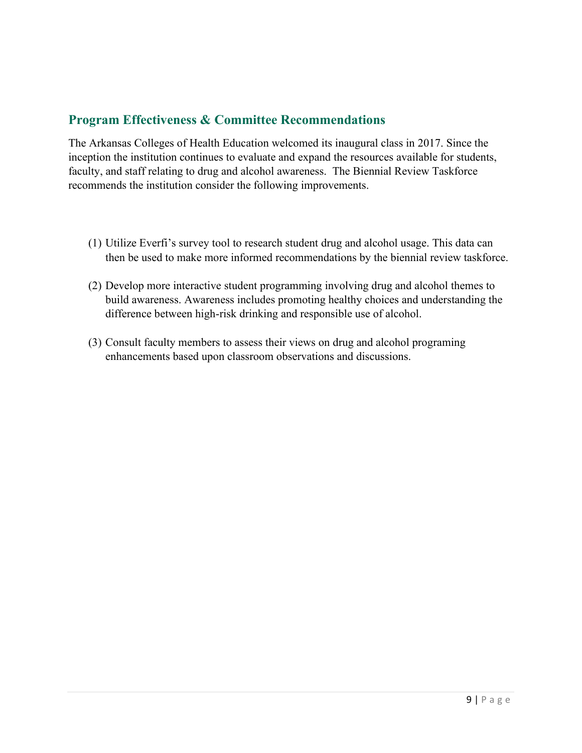## Program Effectiveness & Committee Recommendations

The Arkansas Colleges of Health Education welcomed its inaugural class in 2017. Since the inception the institution continues to evaluate and expand the resources available for students, faculty, and staff relating to drug and alcohol awareness. The Biennial Review Taskforce recommends the institution consider the following improvements.

(1) Utilize Everfi's survey tool to research student drug and alcohol usage. This data can then be used to make more informed recommendations by the biennial review taskforce.

(2) Develop more interactive student programming involving drug and alcohol themes to build awareness. Awareness includes promoting healthy choices and understanding the difference between high-risk drinking and responsible use of alcohol.

(3) Consult faculty members to assess their views on drug and alcohol programing enhancements based upon classroom observations and discussions.